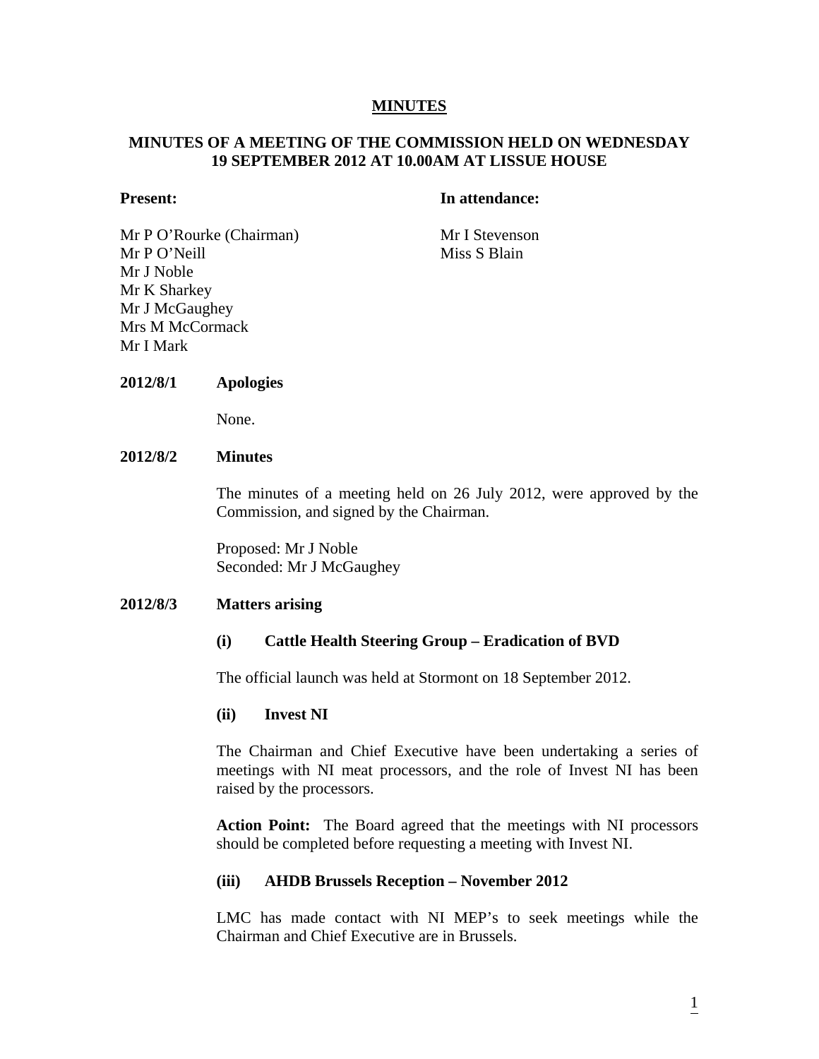# MINUTES

## MINUTES OF A MEETING OF THE COMMISSION HELD ON WEDNESDAY 19 SEPTEMBER 2012 AT 10.00AM AT LISSUE HOUSE

**Present:**

Mr P O'Rourke (Chairman)
Mr P O'Neill
Mr J Noble
Mr K Sharkey
Mr J McGaughey
Mrs M McCormack
Mr I Mark

**In attendance:**

Mr I Stevenson
Miss S Blain

**2012/8/1 Apologies**

None.

**2012/8/2 Minutes**

The minutes of a meeting held on 26 July 2012, were approved by the Commission, and signed by the Chairman.

Proposed: Mr J Noble
Seconded: Mr J McGaughey

**2012/8/3 Matters arising**

**(i) Cattle Health Steering Group – Eradication of BVD**

The official launch was held at Stormont on 18 September 2012.

**(ii) Invest NI**

The Chairman and Chief Executive have been undertaking a series of meetings with NI meat processors, and the role of Invest NI has been raised by the processors.

**Action Point:** The Board agreed that the meetings with NI processors should be completed before requesting a meeting with Invest NI.

**(iii) AHDB Brussels Reception – November 2012**

LMC has made contact with NI MEP's to seek meetings while the Chairman and Chief Executive are in Brussels.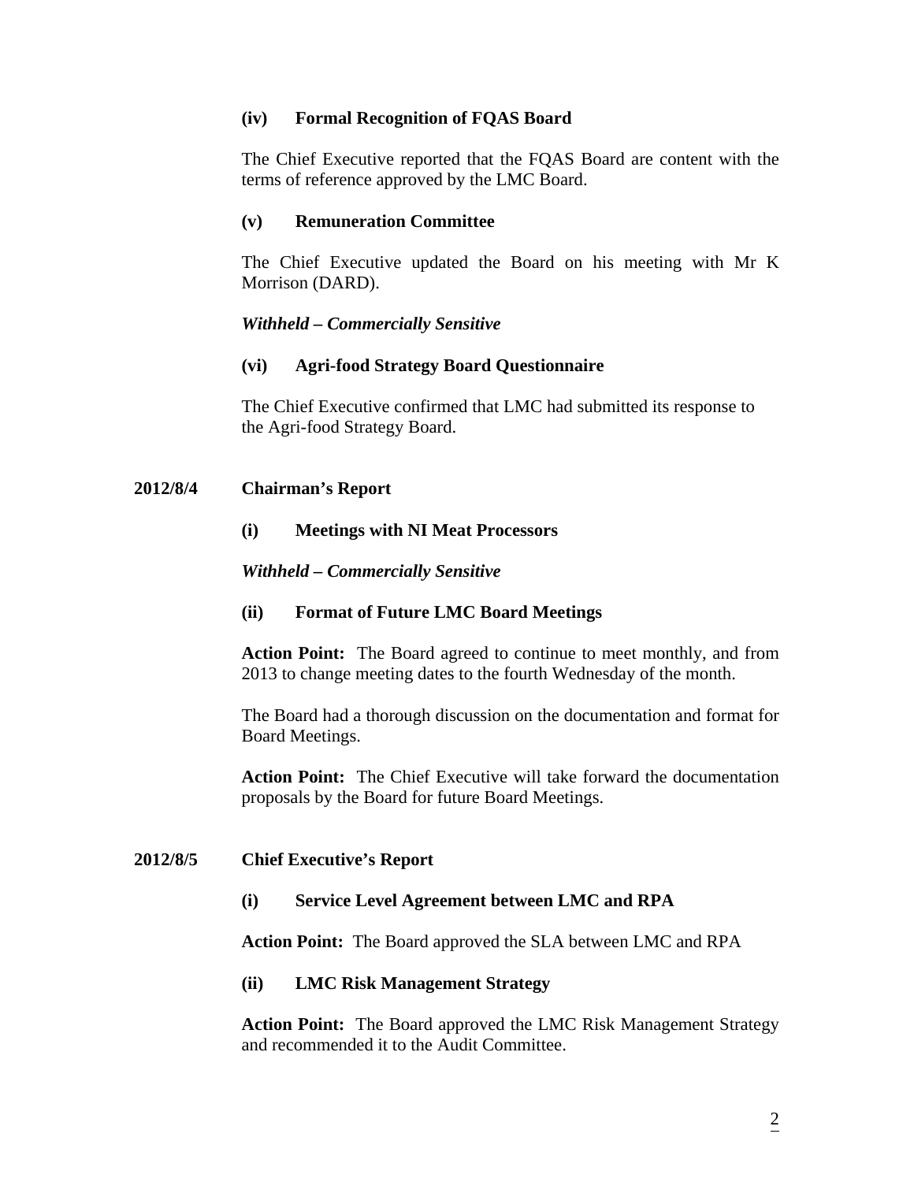### (iv) Formal Recognition of FQAS Board

The Chief Executive reported that the FQAS Board are content with the terms of reference approved by the LMC Board.

### (v) Remuneration Committee

The Chief Executive updated the Board on his meeting with Mr K Morrison (DARD).

*Withheld – Commercially Sensitive*

### (vi) Agri-food Strategy Board Questionnaire

The Chief Executive confirmed that LMC had submitted its response to the Agri-food Strategy Board.

## 2012/8/4 Chairman's Report

### (i) Meetings with NI Meat Processors

*Withheld – Commercially Sensitive*

### (ii) Format of Future LMC Board Meetings

**Action Point:** The Board agreed to continue to meet monthly, and from 2013 to change meeting dates to the fourth Wednesday of the month.

The Board had a thorough discussion on the documentation and format for Board Meetings.

**Action Point:** The Chief Executive will take forward the documentation proposals by the Board for future Board Meetings.

## 2012/8/5 Chief Executive's Report

### (i) Service Level Agreement between LMC and RPA

**Action Point:** The Board approved the SLA between LMC and RPA

### (ii) LMC Risk Management Strategy

**Action Point:** The Board approved the LMC Risk Management Strategy and recommended it to the Audit Committee.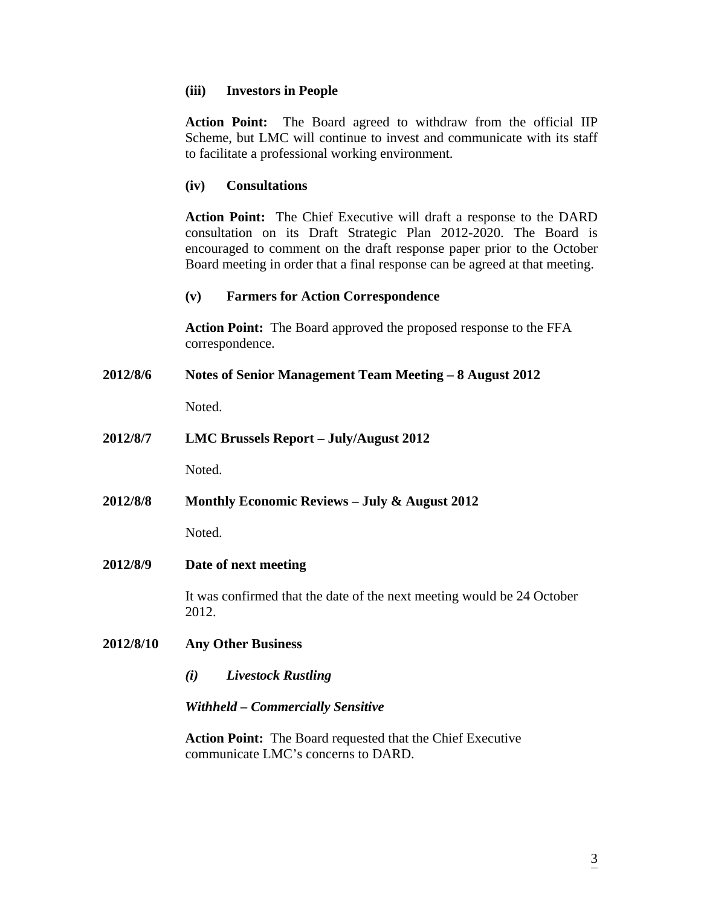**(iii) Investors in People**

**Action Point:** The Board agreed to withdraw from the official IIP Scheme, but LMC will continue to invest and communicate with its staff to facilitate a professional working environment.

**(iv) Consultations**

**Action Point:** The Chief Executive will draft a response to the DARD consultation on its Draft Strategic Plan 2012-2020. The Board is encouraged to comment on the draft response paper prior to the October Board meeting in order that a final response can be agreed at that meeting.

**(v) Farmers for Action Correspondence**

**Action Point:** The Board approved the proposed response to the FFA correspondence.

**2012/8/6 Notes of Senior Management Team Meeting – 8 August 2012**

Noted.

**2012/8/7 LMC Brussels Report – July/August 2012**

Noted.

**2012/8/8 Monthly Economic Reviews – July & August 2012**

Noted.

**2012/8/9 Date of next meeting**

It was confirmed that the date of the next meeting would be 24 October 2012.

**2012/8/10 Any Other Business**

***(i) Livestock Rustling***

***Withheld – Commercially Sensitive***

**Action Point:** The Board requested that the Chief Executive communicate LMC's concerns to DARD.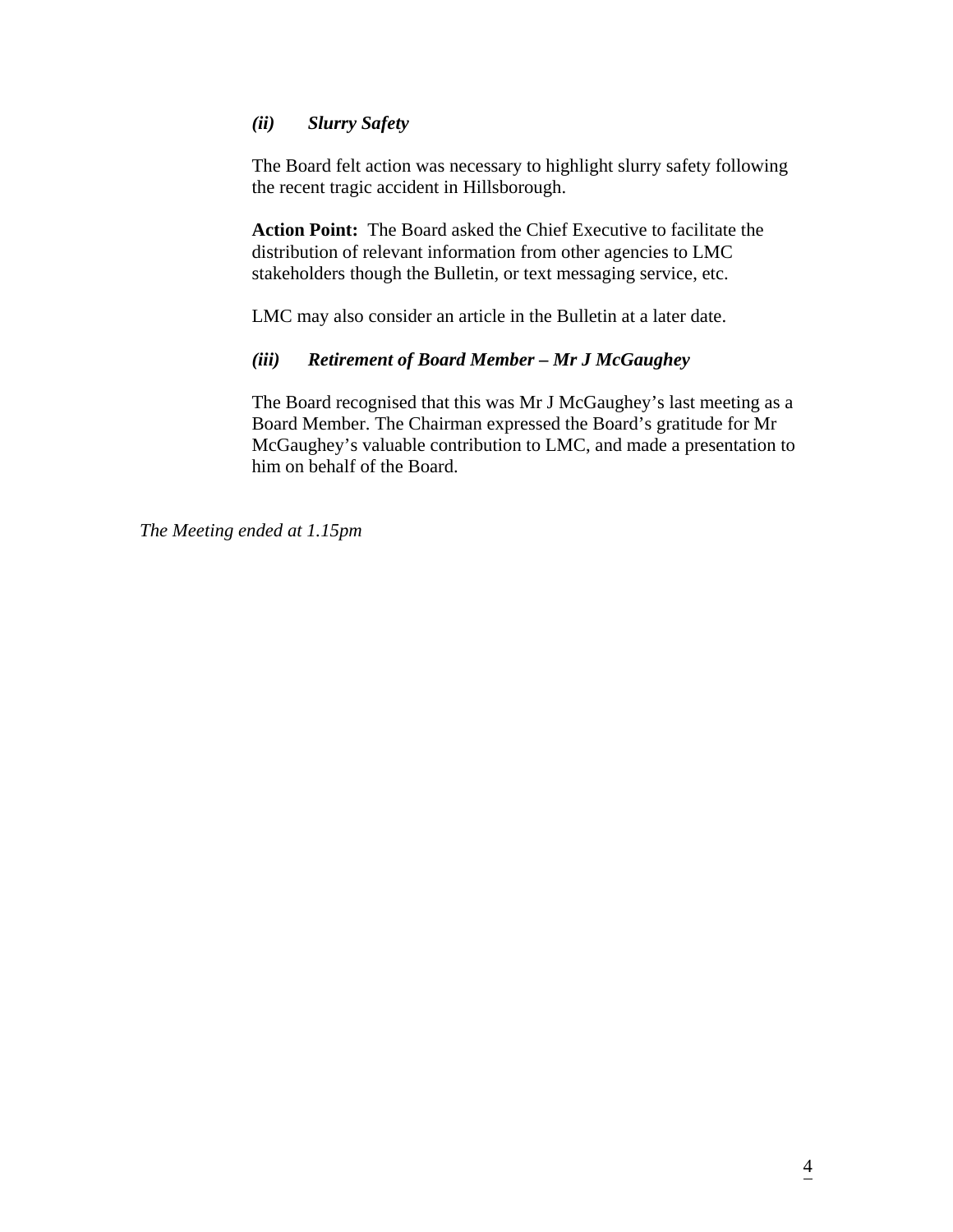### *(ii) Slurry Safety*

The Board felt action was necessary to highlight slurry safety following the recent tragic accident in Hillsborough.

**Action Point:** The Board asked the Chief Executive to facilitate the distribution of relevant information from other agencies to LMC stakeholders though the Bulletin, or text messaging service, etc.

LMC may also consider an article in the Bulletin at a later date.

### *(iii) Retirement of Board Member – Mr J McGaughey*

The Board recognised that this was Mr J McGaughey's last meeting as a Board Member. The Chairman expressed the Board's gratitude for Mr McGaughey's valuable contribution to LMC, and made a presentation to him on behalf of the Board.

*The Meeting ended at 1.15pm*